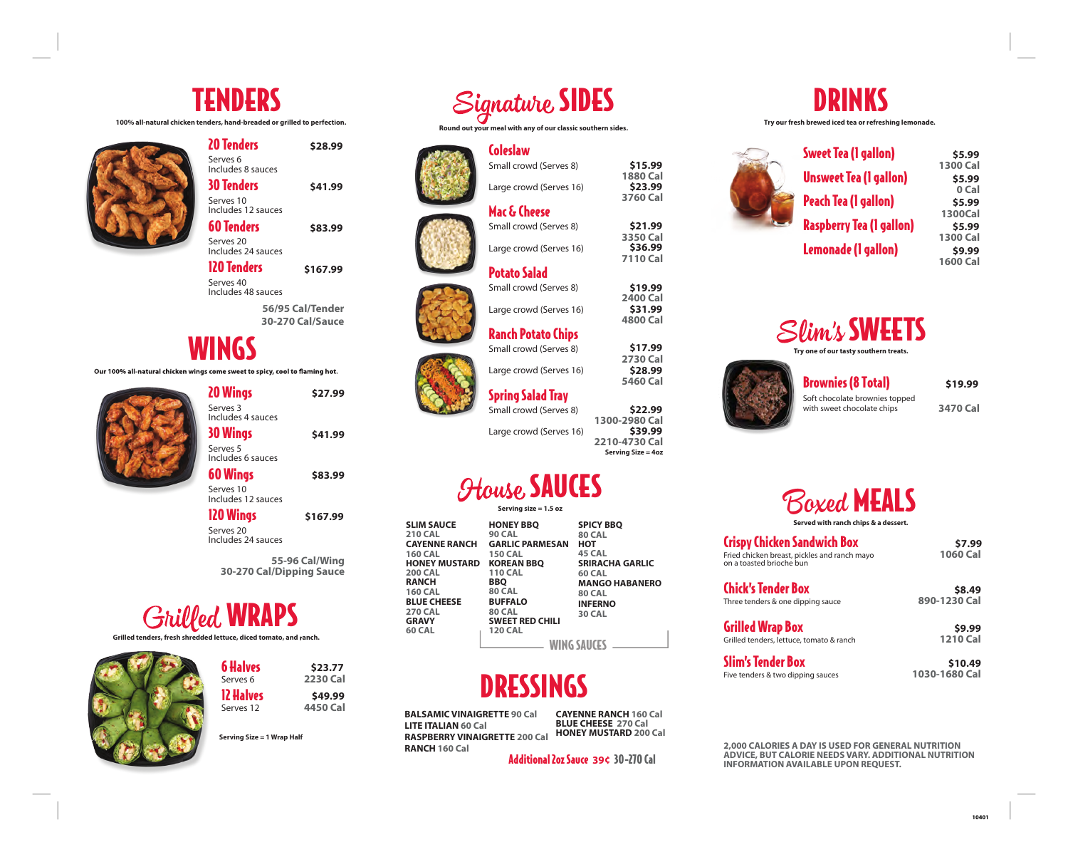# TENDERS

100% all-natural chicken tenders, hand-breaded or grilled to perfection.

| Item | Price |
|---|---|
| **20 Tenders** Serves 6, Includes 8 sauces | $28.99 |
| **30 Tenders** Serves 10, Includes 12 sauces | $41.99 |
| **60 Tenders** Serves 20, Includes 24 sauces | $83.99 |
| **120 Tenders** Serves 40, Includes 48 sauces | $167.99 |

56/95 Cal/Tender
30-270 Cal/Sauce

# WINGS

Our 100% all-natural chicken wings come sweet to spicy, cool to flaming hot.

| Item | Price |
|---|---|
| **20 Wings** Serves 3, Includes 4 sauces | $27.99 |
| **30 Wings** Serves 5, Includes 6 sauces | $41.99 |
| **60 Wings** Serves 10, Includes 12 sauces | $83.99 |
| **120 Wings** Serves 20, Includes 24 sauces | $167.99 |

55-96 Cal/Wing
30-270 Cal/Dipping Sauce

# Grilled WRAPS

Grilled tenders, fresh shredded lettuce, diced tomato, and ranch.

| Item | Price | Calories |
|---|---|---|
| **6 Halves** Serves 6 | $23.77 | 2230 Cal |
| **12 Halves** Serves 12 | $49.99 | 4450 Cal |

Serving Size = 1 Wrap Half

# Signature SIDES

Round out your meal with any of our classic southern sides.

| Side | Size | Price | Calories |
|---|---|---|---|
| **Coleslaw** | Small crowd (Serves 8) | $15.99 | 1880 Cal |
| | Large crowd (Serves 16) | $23.99 | 3760 Cal |
| **Mac & Cheese** | Small crowd (Serves 8) | $21.99 | 3350 Cal |
| | Large crowd (Serves 16) | $36.99 | 7110 Cal |
| **Potato Salad** | Small crowd (Serves 8) | $19.99 | 2400 Cal |
| | Large crowd (Serves 16) | $31.99 | 4800 Cal |
| **Ranch Potato Chips** | Small crowd (Serves 8) | $17.99 | 2730 Cal |
| | Large crowd (Serves 16) | $28.99 | 5460 Cal |
| **Spring Salad Tray** | Small crowd (Serves 8) | $22.99 | 1300-2980 Cal |
| | Large crowd (Serves 16) | $39.99 | 2210-4730 Cal |

Serving Size = 4oz

# House SAUCES

Serving size = 1.5 oz

- **SLIM SAUCE** 210 CAL
- **CAYENNE RANCH** 160 CAL
- **HONEY MUSTARD** 200 CAL
- **RANCH** 160 CAL
- **BLUE CHEESE** 270 CAL
- **GRAVY** 60 CAL

**WING SAUCES**

- **HONEY BBQ** 90 CAL
- **GARLIC PARMESAN** 150 CAL
- **KOREAN BBQ** 110 CAL
- **BBQ** 80 CAL
- **BUFFALO** 80 CAL
- **SWEET RED CHILI** 120 CAL
- **SPICY BBQ** 80 CAL
- **HOT** 45 CAL
- **SRIRACHA GARLIC** 60 CAL
- **MANGO HABANERO** 80 CAL
- **INFERNO** 30 CAL

# DRESSINGS

- **BALSAMIC VINAIGRETTE** 90 Cal
- **LITE ITALIAN** 60 Cal
- **RASPBERRY VINAIGRETTE** 200 Cal
- **RANCH** 160 Cal
- **CAYENNE RANCH** 160 Cal
- **BLUE CHEESE** 270 Cal
- **HONEY MUSTARD** 200 Cal

Additional 2oz Sauce 39¢ 30-270 Cal

# DRINKS

Try our fresh brewed iced tea or refreshing lemonade.

| Drink | Price | Calories |
|---|---|---|
| **Sweet Tea (1 gallon)** | $5.99 | 1300 Cal |
| **Unsweet Tea (1 gallon)** | $5.99 | 0 Cal |
| **Peach Tea (1 gallon)** | $5.99 | 1300Cal |
| **Raspberry Tea (1 gallon)** | $5.99 | 1300 Cal |
| **Lemonade (1 gallon)** | $9.99 | 1600 Cal |

# Slim's SWEETS

Try one of our tasty southern treats.

| Item | Price | Calories |
|---|---|---|
| **Brownies (8 Total)** Soft chocolate brownies topped with sweet chocolate chips | $19.99 | 3470 Cal |

# Boxed MEALS

Served with ranch chips & a dessert.

| Item | Price | Calories |
|---|---|---|
| **Crispy Chicken Sandwich Box** Fried chicken breast, pickles and ranch mayo on a toasted brioche bun | $7.99 | 1060 Cal |
| **Chick's Tender Box** Three tenders & one dipping sauce | $8.49 | 890-1230 Cal |
| **Grilled Wrap Box** Grilled tenders, lettuce, tomato & ranch | $9.99 | 1210 Cal |
| **Slim's Tender Box** Five tenders & two dipping sauces | $10.49 | 1030-1680 Cal |

2,000 CALORIES A DAY IS USED FOR GENERAL NUTRITION ADVICE, BUT CALORIE NEEDS VARY. ADDITIONAL NUTRITION INFORMATION AVAILABLE UPON REQUEST.

10401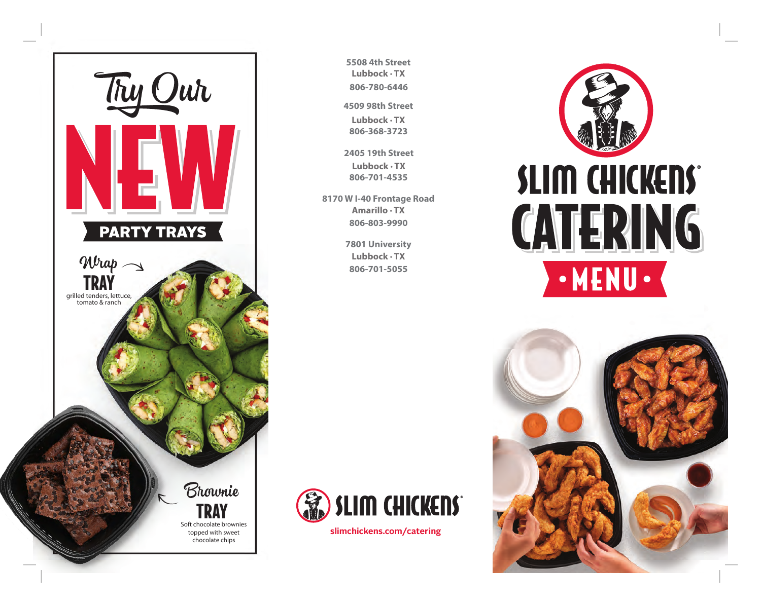# Try Our NEW

## PARTY TRAYS

### Wrap TRAY

grilled tenders, lettuce, tomato & ranch

### Brownie TRAY

Soft chocolate brownies topped with sweet chocolate chips

**5508 4th Street**
**Lubbock · TX**
**806-780-6446**

**4509 98th Street**
**Lubbock · TX**
**806-368-3723**

**2405 19th Street**
**Lubbock · TX**
**806-701-4535**

**8170 W I-40 Frontage Road**
**Amarillo · TX**
**806-803-9990**

**7801 University**
**Lubbock · TX**
**806-701-5055**

SLIM CHICKENS®

**slimchickens.com/catering**

# SLIM CHICKENS® CATERING

## • MENU •